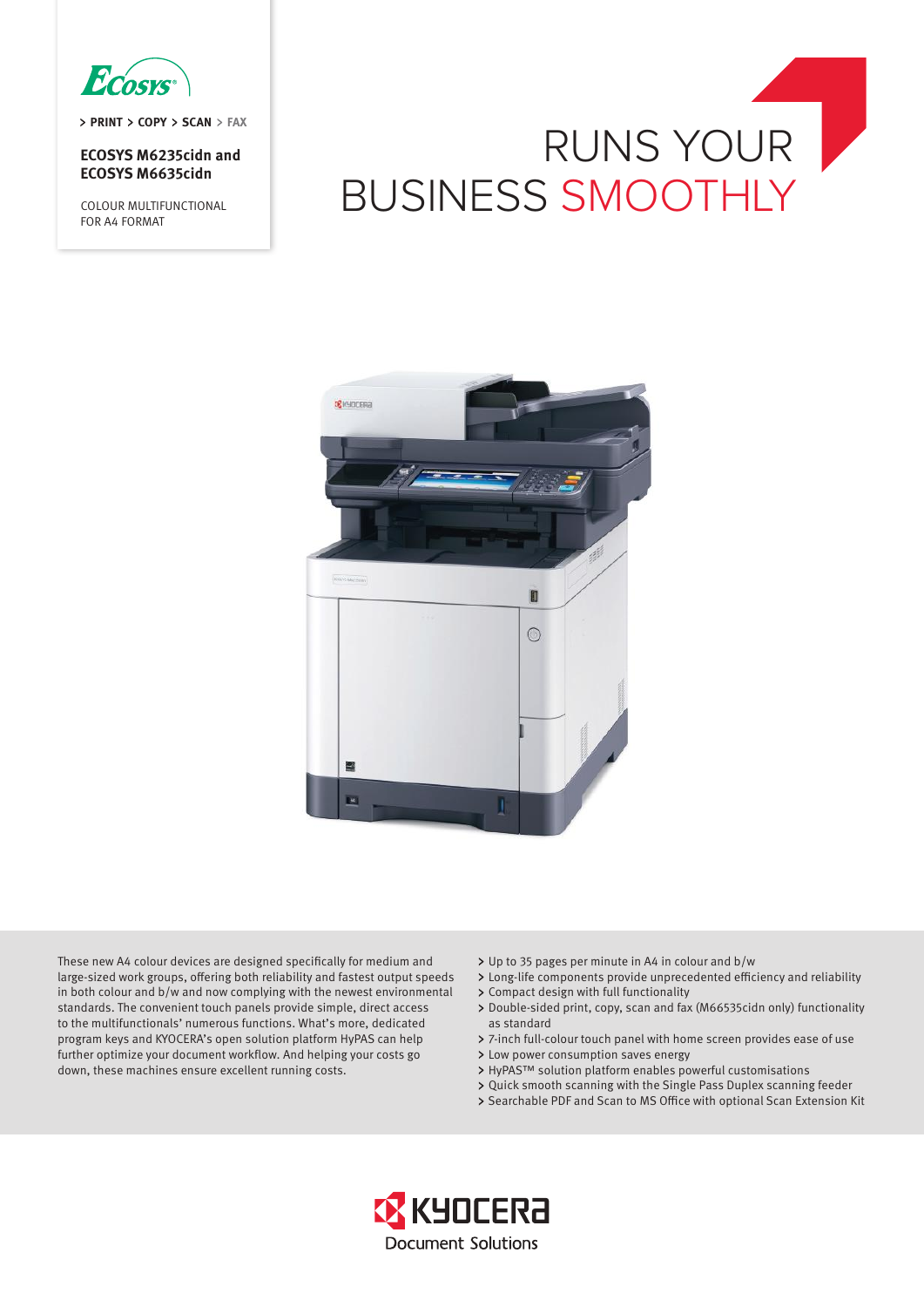ECOSYS

> PRINT > COPY > SCAN > FAX

**ECOSYS M6235cidn and ECOSYS M6635cidn**

COLOUR MULTIFUNCTIONAL FOR A4 FORMAT

# RUNS YOUR BUSINESS SMOOTHLY

These new A4 colour devices are designed specifically for medium and large-sized work groups, offering both reliability and fastest output speeds in both colour and b/w and now complying with the newest environmental standards. The convenient touch panels provide simple, direct access to the multifunctionals' numerous functions. What's more, dedicated program keys and KYOCERA's open solution platform HyPAS can help further optimize your document workflow. And helping your costs go down, these machines ensure excellent running costs.

- Up to 35 pages per minute in A4 in colour and b/w
- Long-life components provide unprecedented efficiency and reliability
- Compact design with full functionality
- Double-sided print, copy, scan and fax (M66535cidn only) functionality as standard
- 7-inch full-colour touch panel with home screen provides ease of use
- Low power consumption saves energy
- HyPAS™ solution platform enables powerful customisations
- Quick smooth scanning with the Single Pass Duplex scanning feeder
- Searchable PDF and Scan to MS Office with optional Scan Extension Kit

KYOCERA Document Solutions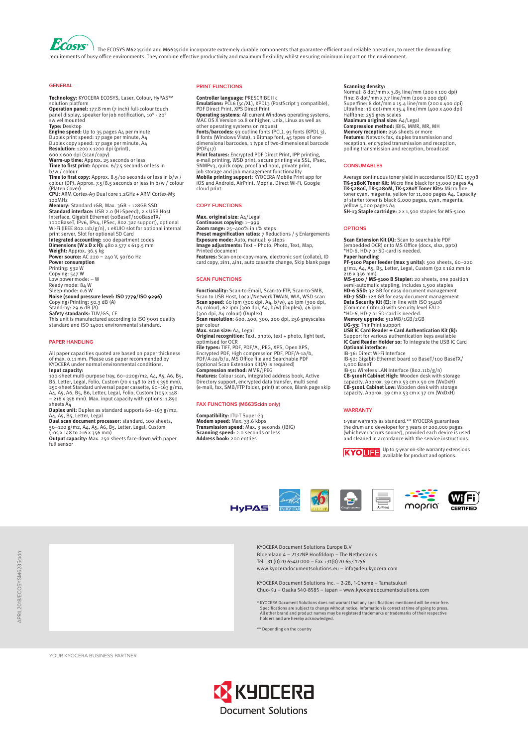ECOSYS The ECOSYS M6235cidn and M6635cidn incorporate extremely durable components that guarantee efficient and reliable operation, to meet the demanding requirements of busy office environments. They combine effective productivity and maximum flexibility whilst ensuring minimum impact on the environment.

## GENERAL

**Technology:** KYOCERA ECOSYS, Laser, Colour, HyPAS™ solution platform
**Operation panel:** 177.8 mm (7 inch) full-colour touch panel display, speaker for job notification, 10° - 20° swivel mounted
**Type:** Desktop
**Engine speed:** Up to 35 pages A4 per minute
Duplex print speed: 17 page per minute, A4
Duplex copy speed: 17 page per minute, A4
**Resolution:** 1200 x 1200 dpi (print),
600 x 600 dpi (scan/copy)
**Warm-up time:** Approx. 25 seconds or less
**Time to first print:** Approx. 6/7.5 seconds or less in b/w / colour
**Time to first copy:** Approx. 8.5/10 seconds or less in b/w / colour (DP), Approx. 7.5/8.5 seconds or less in b/w / colour (Platen Cover)
**CPU:** ARM Cortex-A9 Dual core 1.2GHz + ARM Cortex-M3 100MHz
**Memory:** Standard 1GB, Max. 3GB + 128GB SSD
**Standard interface:** USB 2.0 (Hi-Speed), 2 x USB Host Interface, Gigabit Ethernet (10BaseT/100BaseTX/1000BaseT, IPv6, IPv4, IPSec, 802.3az support), optional Wi-Fi (IEEE 802.11b/g/n), 1 eKUIO slot for optional internal print server, Slot for optional SD Card
**Integrated accounting:** 100 department codes
**Dimensions (W x D x H):** 480 x 577 x 619.5 mm
**Weight:** Approx. 36.5 kg
**Power source:** AC 220 ~ 240 V, 50/60 Hz
**Power consumption**
Printing: 532 W
Copying: 547 W
Low power mode: -- W
Ready mode: 84 W
Sleep-mode: 0.6 W
**Noise (sound pressure level: ISO 7779/ISO 9296)**
Copying/Printing: 50.3 dB (A)
Stand-by: 29.6 dB (A)
**Safety standards:** TÜV/GS, CE
This unit is manufactured according to ISO 9001 quality standard and ISO 14001 environmental standard.

## PAPER HANDLING

All paper capacities quoted are based on paper thickness of max. 0.11 mm. Please use paper recommended by KYOCERA under normal environmental conditions.
**Input capacity:**
100-sheet multi-purpose tray, 60–220g/m2, A4, A5, A6, B5, B6, Letter, Legal, Folio, Custom (70 x 148 to 216 x 356 mm), 250-sheet Standard universal paper cassette, 60–163 g/m2, A4, A5, A6, B5, B6, Letter, Legal, Folio, Custom (105 x 148 – 216 x 356 mm). Max. input capacity with options: 1,850 sheets A4
**Duplex unit:** Duplex as standard supports 60–163 g/m2, A4, A5, B5, Letter, Legal
**Dual scan document processor:** standard, 100 sheets, 50–120 g/m2, A4, A5, A6, B5, Letter, Legal, Custom (105 x 148 to 216 x 356 mm)
**Output capacity:** Max. 250 sheets face-down with paper full sensor

## PRINT FUNCTIONS

**Controller language:** PRESCRIBE II c
**Emulations:** PCL6 (5c/XL), KPDL3 (PostScript 3 compatible), PDF Direct Print, XPS Direct Print
**Operating systems:** All current Windows operating systems, MAC OS X Version 10.8 or higher, Unix, Linux as well as other operating systems on request
**Fonts/barcodes:** 93 outline fonts (PCL), 93 fonts (KPDL 3), 8 fonts (Windows Vista), 1 Bitmap font, 45 types of one-dimensional barcodes, 1 type of two-dimensional barcode (PDF417)
**Print features:** Encrypted PDF Direct Print, IPP printing, e-mail printing, WSD print, secure printing via SSL, IPsec, SNMPv3, quick copy, proof and hold, private print, job storage and job management functionality
**Mobile printing support:** KYOCERA Mobile Print app for iOS and Android, AirPrint, Mopria, Direct Wi-Fi, Google cloud print

## COPY FUNCTIONS

**Max. original size:** A4/Legal
**Continuous copying:** 1–999
**Zoom range:** 25–400% in 1% steps
**Preset magnification ratios:** 7 Reductions / 5 Enlargements
**Exposure mode:** Auto, manual: 9 steps
**Image adjustments:** Text + Photo, Photo, Text, Map, Printed document
**Features:** Scan-once-copy-many, electronic sort (collate), ID card copy, 2in1, 4in1, auto cassette change, Skip blank page

## SCAN FUNCTIONS

**Functionality:** Scan-to-Email, Scan-to-FTP, Scan-to-SMB, Scan to USB Host, Local/Network TWAIN, WIA, WSD scan
**Scan speed:** 60 ipm (300 dpi, A4, b/w), 40 ipm (300 dpi, A4 colour), 62 ipm (300 dpi, A4, b/w) (Duplex), 46 ipm (300 dpi, A4 colour) (Duplex)
**Scan resolution:** 600, 400, 300, 200 dpi, 256 greyscales per colour
**Max. scan size:** A4, Legal
**Original recognition:** Text, photo, text + photo, light text, optimised for OCR
**File types:** TIFF, PDF, PDF/A, JPEG, XPS, Open XPS, Encrypted PDF, High compression PDF, PDF/A-1a/b, PDF/A-2a/b/u, MS Office file and Searchable PDF (optional Scan Extension Kit(A) is required)
**Compression method:** MMR/JPEG
**Features:** Colour scan, integrated address book, Active Directory support, encrypted data transfer, multi send (e-mail, fax, SMB/FTP folder, print) at once, Blank page skip

## FAX FUNCTIONS (M6635cidn only)

**Compatibility:** ITU-T Super G3
**Modem speed:** Max. 33.6 kbps
**Transmission speed:** Max. 3 seconds (JBIG)
**Scanning speed:** 2.0 seconds or less
**Address book:** 200 entries
**Scanning density:**
Normal: 8 dot/mm x 3.85 line/mm (200 x 100 dpi)
Fine: 8 dot/mm x 7.7 line/mm (200 x 200 dpi)
Superfine: 8 dot/mm x 15.4 line/mm (200 x 400 dpi)
Ultrafine: 16 dot/mm x 15.4 line/mm (400 x 400 dpi)
Halftone: 256 grey scales
**Maximum original size:** A4/Legal
**Compression method:** JBIG, MMR, MR, MH
**Memory reception:** 256 sheets or more
**Features:** Network fax, duplex transmission and reception, encrypted transmission and reception, polling transmission and reception, broadcast

## CONSUMABLES

Average continuous toner yield in accordance ISO/IEC 19798
**TK-5280K Toner Kit:** Micro fine black for 13,000 pages A4
**TK-5280C, TK-5280M, TK-5280Y Toner Kits:** Micro fine toner cyan, magenta, yellow for 11,000 pages A4. Capacity of starter toner is black 6,000 pages, cyan, magenta, yellow 5,000 pages A4
**SH-13 Staple cartridge:** 2 x 1,500 staples for MS-5100

## OPTIONS

**Scan Extension Kit (A):** Scan to searchable PDF (embedded OCR) or to MS Office (docx, xlsx, pptx)
*HD-6, HD-7 or SD-card is needed.
**Paper handling**
**PF-5100 Paper feeder (max 3 units):** 500 sheets, 60–220 g/m2, A4, A5, B5, Letter, Legal, Custom (92 x 162 mm to 216 x 356 mm)
**MS-5100 / MS-5100 B Stapler:** 20 sheets, one position semi-automatic stapling, includes 1,500 staples
**HD-6 SSD:** 32 GB for easy document management
**HD-7 SSD:** 128 GB for easy document management
**Data Security Kit (E):** In line with ISO 15408 (Common Criteria) with security level EAL2
*HD-6, HD-7 or SD-card is needed.
**Memory upgrade:** 512MB/1GB/2GB
**UG-33:** ThinPrint support
**USB IC Card Reader + Card Authentication Kit (B):** Support for various authentication keys available
**IC Card Reader Holder 10:** To integrate the USB IC Card
**Optional interface:**
IB-36: Direct Wi-Fi Interface
IB-50: Gigabit-Ethernet board 10 BaseT/100 BaseTX/1,000 BaseT
IB-51: Wireless LAN Interface (802.11b/g/n)
**CB-5100H Cabinet High:** Wooden desk with storage capacity. Approx. 39 cm x 53 cm x 50 cm (WxDxH)
**CB-5100L Cabinet Low:** Wooden desk with storage capacity. Approx. 39 cm x 53 cm x 37 cm (WxDxH)

## WARRANTY

1-year warranty as standard.** KYOCERA guarantees the drum and developer for 3 years or 200,000 pages (whichever occurs sooner), provided each device is used and cleaned in accordance with the service instructions.

KYOLIFE Up to 5-year on-site warranty extensions available for product and options.

HyPAS | ENERGY STAR | PS/PCL | Google Cloud Print | AirPrint | mopria | Wi-Fi CERTIFIED

KYOCERA Document Solutions Europe B.V
Bloemlaan 4 – 2132NP Hoofddorp – The Netherlands
Tel +31 (0)20 6540 000 – Fax +31(0)20 653 1256
www.kyoceradocumentsolutions.eu – info@deu.kyocera.com

KYOCERA Document Solutions Inc. – 2-28, 1-Chome – Tamatsukuri
Chuo-Ku – Osaka 540-8585 – Japan – www.kyoceradocumentsolutions.com

* KYOCERA Document Solutions does not warrant that any specifications mentioned will be error-free. Specifications are subject to change without notice. Information is correct at time of going to press. All other brand and product names may be registered trademarks or trademarks of their respective holders and are hereby acknowledged.

** Depending on the country

APRIL2018/ECOSYSM6235cidn

YOUR KYOCERA BUSINESS PARTNER

KYOCERA Document Solutions